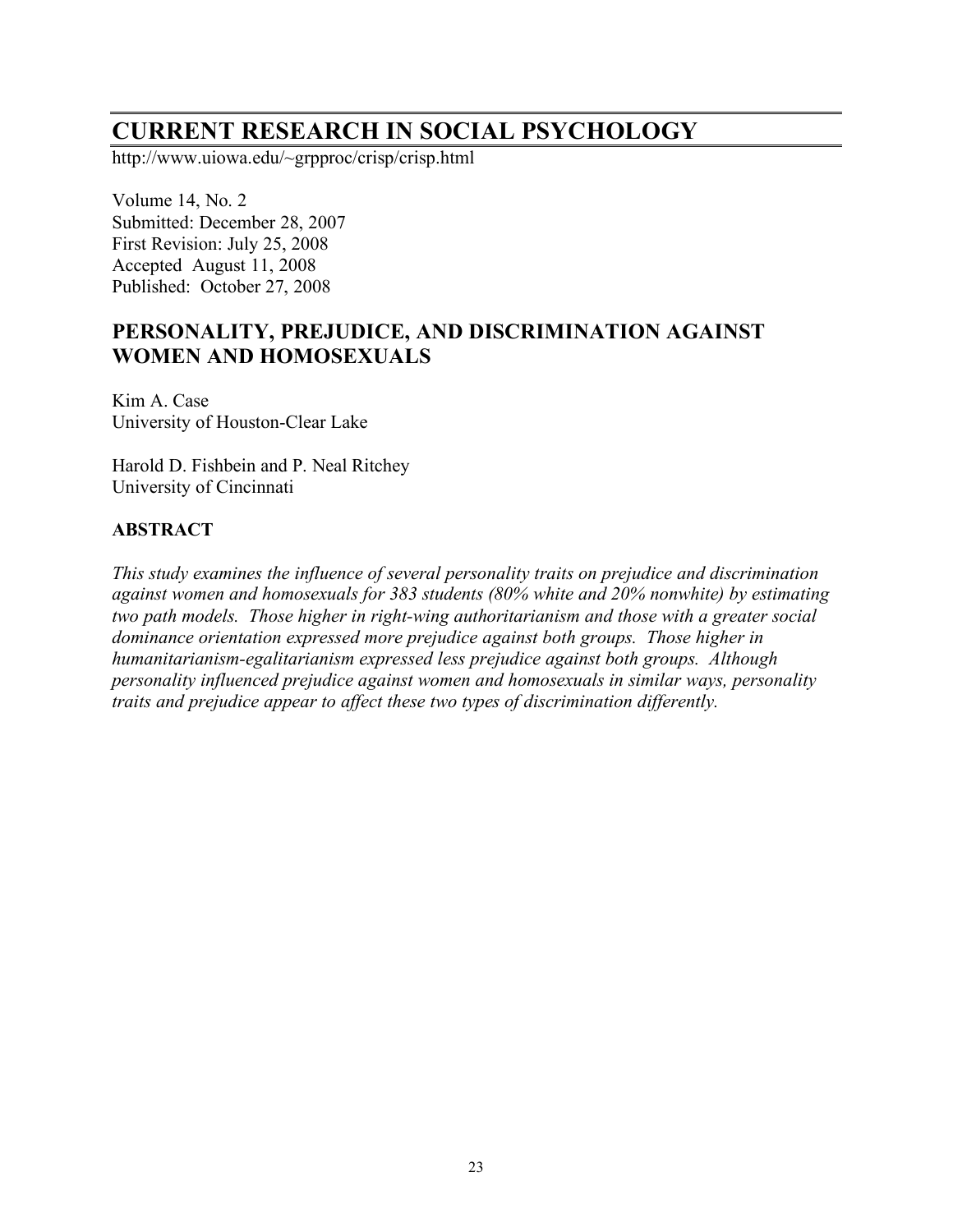# CURRENT RESEARCH IN SOCIAL PSYCHOLOGY

http://www.uiowa.edu/~grpproc/crisp/crisp.html

Volume 14, No. 2
Submitted: December 28, 2007
First Revision: July 25, 2008
Accepted August 11, 2008
Published: October 27, 2008

## PERSONALITY, PREJUDICE, AND DISCRIMINATION AGAINST WOMEN AND HOMOSEXUALS

Kim A. Case
University of Houston-Clear Lake

Harold D. Fishbein and P. Neal Ritchey
University of Cincinnati

### ABSTRACT

*This study examines the influence of several personality traits on prejudice and discrimination against women and homosexuals for 383 students (80% white and 20% nonwhite) by estimating two path models. Those higher in right-wing authoritarianism and those with a greater social dominance orientation expressed more prejudice against both groups. Those higher in humanitarianism-egalitarianism expressed less prejudice against both groups. Although personality influenced prejudice against women and homosexuals in similar ways, personality traits and prejudice appear to affect these two types of discrimination differently.*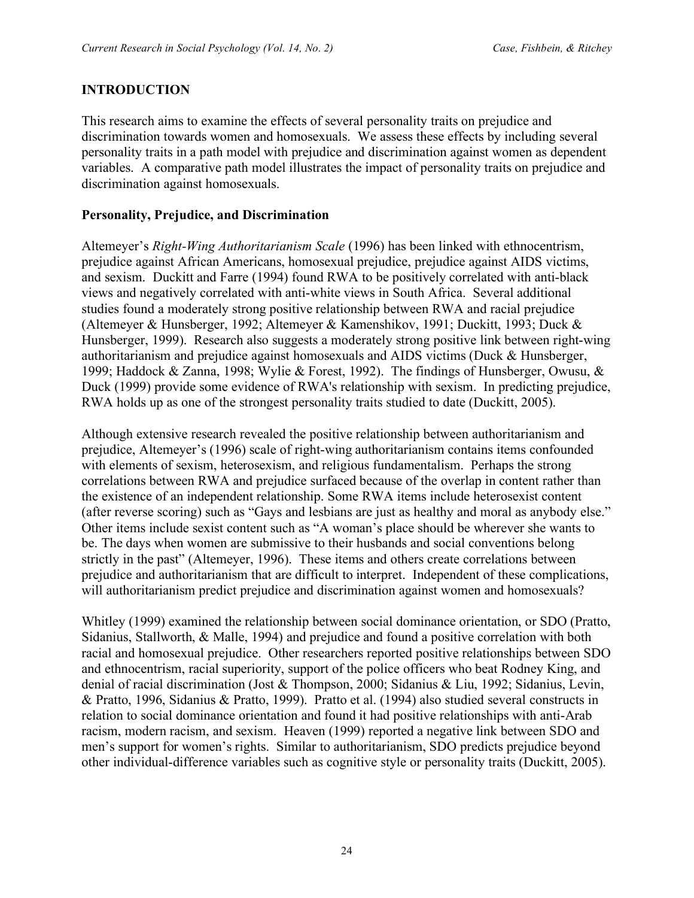## INTRODUCTION

This research aims to examine the effects of several personality traits on prejudice and discrimination towards women and homosexuals. We assess these effects by including several personality traits in a path model with prejudice and discrimination against women as dependent variables. A comparative path model illustrates the impact of personality traits on prejudice and discrimination against homosexuals.

### Personality, Prejudice, and Discrimination

Altemeyer's *Right-Wing Authoritarianism Scale* (1996) has been linked with ethnocentrism, prejudice against African Americans, homosexual prejudice, prejudice against AIDS victims, and sexism. Duckitt and Farre (1994) found RWA to be positively correlated with anti-black views and negatively correlated with anti-white views in South Africa. Several additional studies found a moderately strong positive relationship between RWA and racial prejudice (Altemeyer & Hunsberger, 1992; Altemeyer & Kamenshikov, 1991; Duckitt, 1993; Duck & Hunsberger, 1999). Research also suggests a moderately strong positive link between right-wing authoritarianism and prejudice against homosexuals and AIDS victims (Duck & Hunsberger, 1999; Haddock & Zanna, 1998; Wylie & Forest, 1992). The findings of Hunsberger, Owusu, & Duck (1999) provide some evidence of RWA's relationship with sexism. In predicting prejudice, RWA holds up as one of the strongest personality traits studied to date (Duckitt, 2005).

Although extensive research revealed the positive relationship between authoritarianism and prejudice, Altemeyer's (1996) scale of right-wing authoritarianism contains items confounded with elements of sexism, heterosexism, and religious fundamentalism. Perhaps the strong correlations between RWA and prejudice surfaced because of the overlap in content rather than the existence of an independent relationship. Some RWA items include heterosexist content (after reverse scoring) such as "Gays and lesbians are just as healthy and moral as anybody else." Other items include sexist content such as "A woman's place should be wherever she wants to be. The days when women are submissive to their husbands and social conventions belong strictly in the past" (Altemeyer, 1996). These items and others create correlations between prejudice and authoritarianism that are difficult to interpret. Independent of these complications, will authoritarianism predict prejudice and discrimination against women and homosexuals?

Whitley (1999) examined the relationship between social dominance orientation, or SDO (Pratto, Sidanius, Stallworth, & Malle, 1994) and prejudice and found a positive correlation with both racial and homosexual prejudice. Other researchers reported positive relationships between SDO and ethnocentrism, racial superiority, support of the police officers who beat Rodney King, and denial of racial discrimination (Jost & Thompson, 2000; Sidanius & Liu, 1992; Sidanius, Levin, & Pratto, 1996, Sidanius & Pratto, 1999). Pratto et al. (1994) also studied several constructs in relation to social dominance orientation and found it had positive relationships with anti-Arab racism, modern racism, and sexism. Heaven (1999) reported a negative link between SDO and men's support for women's rights. Similar to authoritarianism, SDO predicts prejudice beyond other individual-difference variables such as cognitive style or personality traits (Duckitt, 2005).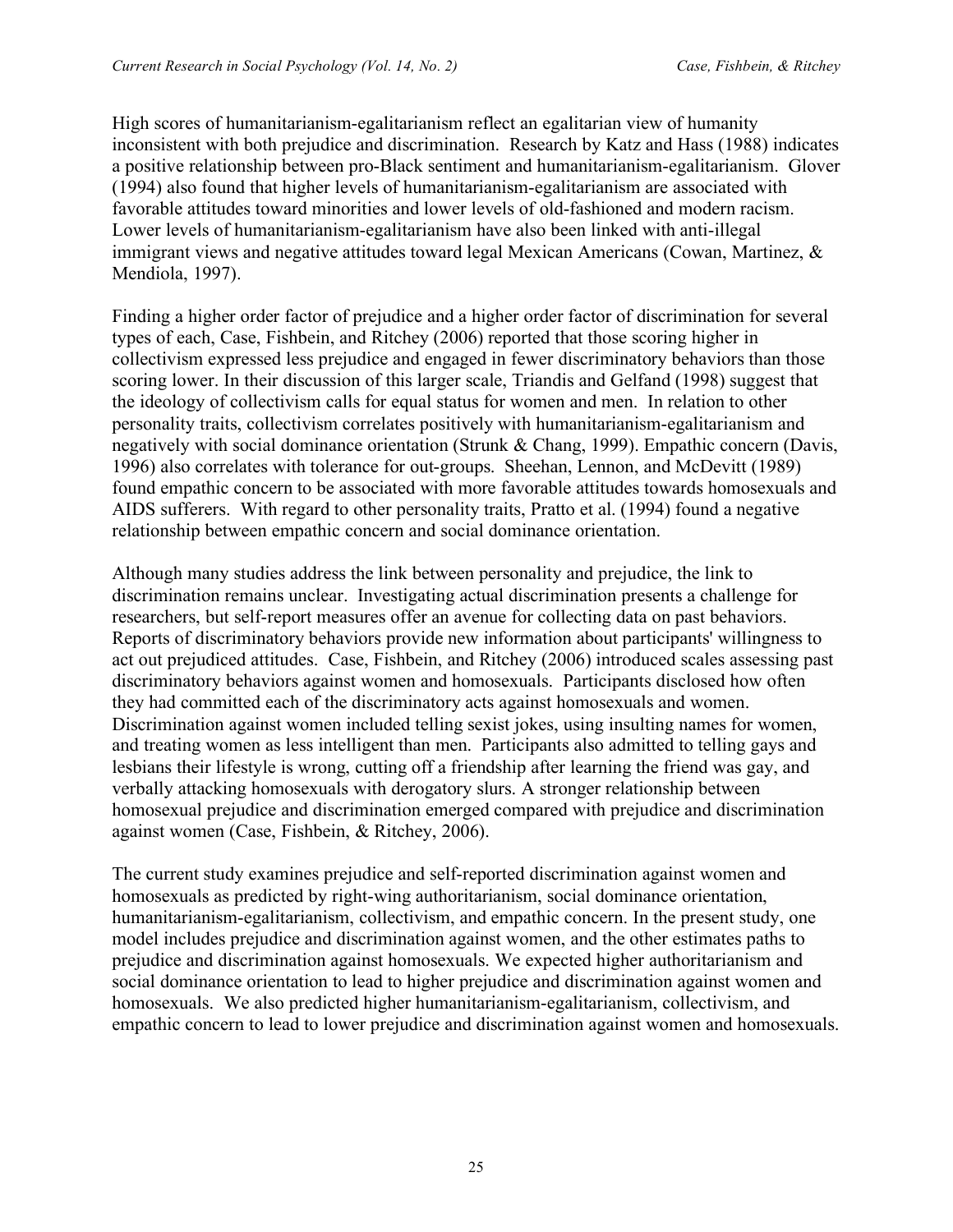High scores of humanitarianism-egalitarianism reflect an egalitarian view of humanity inconsistent with both prejudice and discrimination. Research by Katz and Hass (1988) indicates a positive relationship between pro-Black sentiment and humanitarianism-egalitarianism. Glover (1994) also found that higher levels of humanitarianism-egalitarianism are associated with favorable attitudes toward minorities and lower levels of old-fashioned and modern racism. Lower levels of humanitarianism-egalitarianism have also been linked with anti-illegal immigrant views and negative attitudes toward legal Mexican Americans (Cowan, Martinez, & Mendiola, 1997).

Finding a higher order factor of prejudice and a higher order factor of discrimination for several types of each, Case, Fishbein, and Ritchey (2006) reported that those scoring higher in collectivism expressed less prejudice and engaged in fewer discriminatory behaviors than those scoring lower. In their discussion of this larger scale, Triandis and Gelfand (1998) suggest that the ideology of collectivism calls for equal status for women and men. In relation to other personality traits, collectivism correlates positively with humanitarianism-egalitarianism and negatively with social dominance orientation (Strunk & Chang, 1999). Empathic concern (Davis, 1996) also correlates with tolerance for out-groups. Sheehan, Lennon, and McDevitt (1989) found empathic concern to be associated with more favorable attitudes towards homosexuals and AIDS sufferers. With regard to other personality traits, Pratto et al. (1994) found a negative relationship between empathic concern and social dominance orientation.

Although many studies address the link between personality and prejudice, the link to discrimination remains unclear. Investigating actual discrimination presents a challenge for researchers, but self-report measures offer an avenue for collecting data on past behaviors. Reports of discriminatory behaviors provide new information about participants' willingness to act out prejudiced attitudes. Case, Fishbein, and Ritchey (2006) introduced scales assessing past discriminatory behaviors against women and homosexuals. Participants disclosed how often they had committed each of the discriminatory acts against homosexuals and women. Discrimination against women included telling sexist jokes, using insulting names for women, and treating women as less intelligent than men. Participants also admitted to telling gays and lesbians their lifestyle is wrong, cutting off a friendship after learning the friend was gay, and verbally attacking homosexuals with derogatory slurs. A stronger relationship between homosexual prejudice and discrimination emerged compared with prejudice and discrimination against women (Case, Fishbein, & Ritchey, 2006).

The current study examines prejudice and self-reported discrimination against women and homosexuals as predicted by right-wing authoritarianism, social dominance orientation, humanitarianism-egalitarianism, collectivism, and empathic concern. In the present study, one model includes prejudice and discrimination against women, and the other estimates paths to prejudice and discrimination against homosexuals. We expected higher authoritarianism and social dominance orientation to lead to higher prejudice and discrimination against women and homosexuals. We also predicted higher humanitarianism-egalitarianism, collectivism, and empathic concern to lead to lower prejudice and discrimination against women and homosexuals.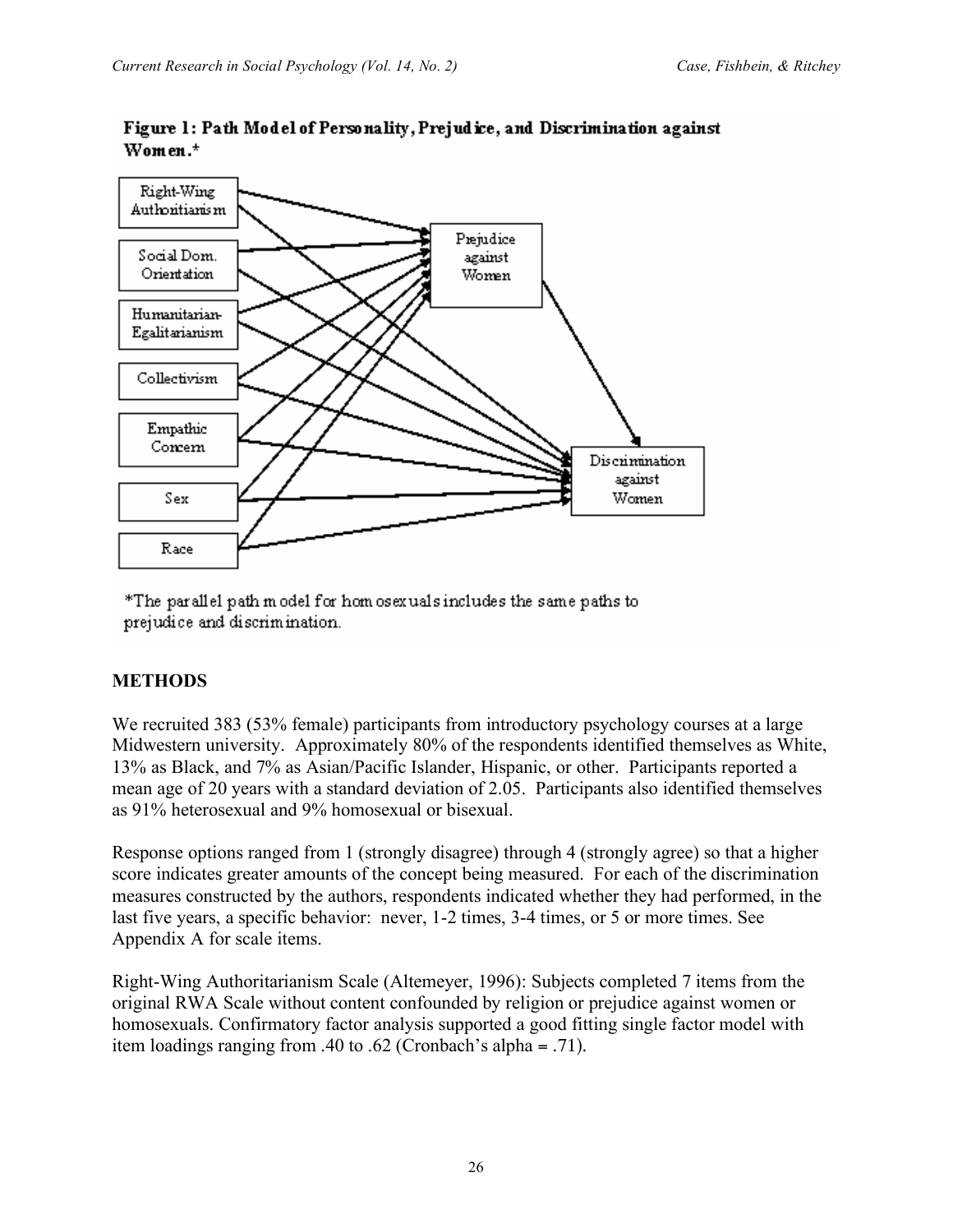**Figure 1: Path Model of Personality, Prejudice, and Discrimination against Women.***

*The parallel path model for homosexuals includes the same paths to prejudice and discrimination.

## METHODS

We recruited 383 (53% female) participants from introductory psychology courses at a large Midwestern university. Approximately 80% of the respondents identified themselves as White, 13% as Black, and 7% as Asian/Pacific Islander, Hispanic, or other. Participants reported a mean age of 20 years with a standard deviation of 2.05. Participants also identified themselves as 91% heterosexual and 9% homosexual or bisexual.

Response options ranged from 1 (strongly disagree) through 4 (strongly agree) so that a higher score indicates greater amounts of the concept being measured. For each of the discrimination measures constructed by the authors, respondents indicated whether they had performed, in the last five years, a specific behavior: never, 1-2 times, 3-4 times, or 5 or more times. See Appendix A for scale items.

Right-Wing Authoritarianism Scale (Altemeyer, 1996): Subjects completed 7 items from the original RWA Scale without content confounded by religion or prejudice against women or homosexuals. Confirmatory factor analysis supported a good fitting single factor model with item loadings ranging from .40 to .62 (Cronbach's alpha = .71).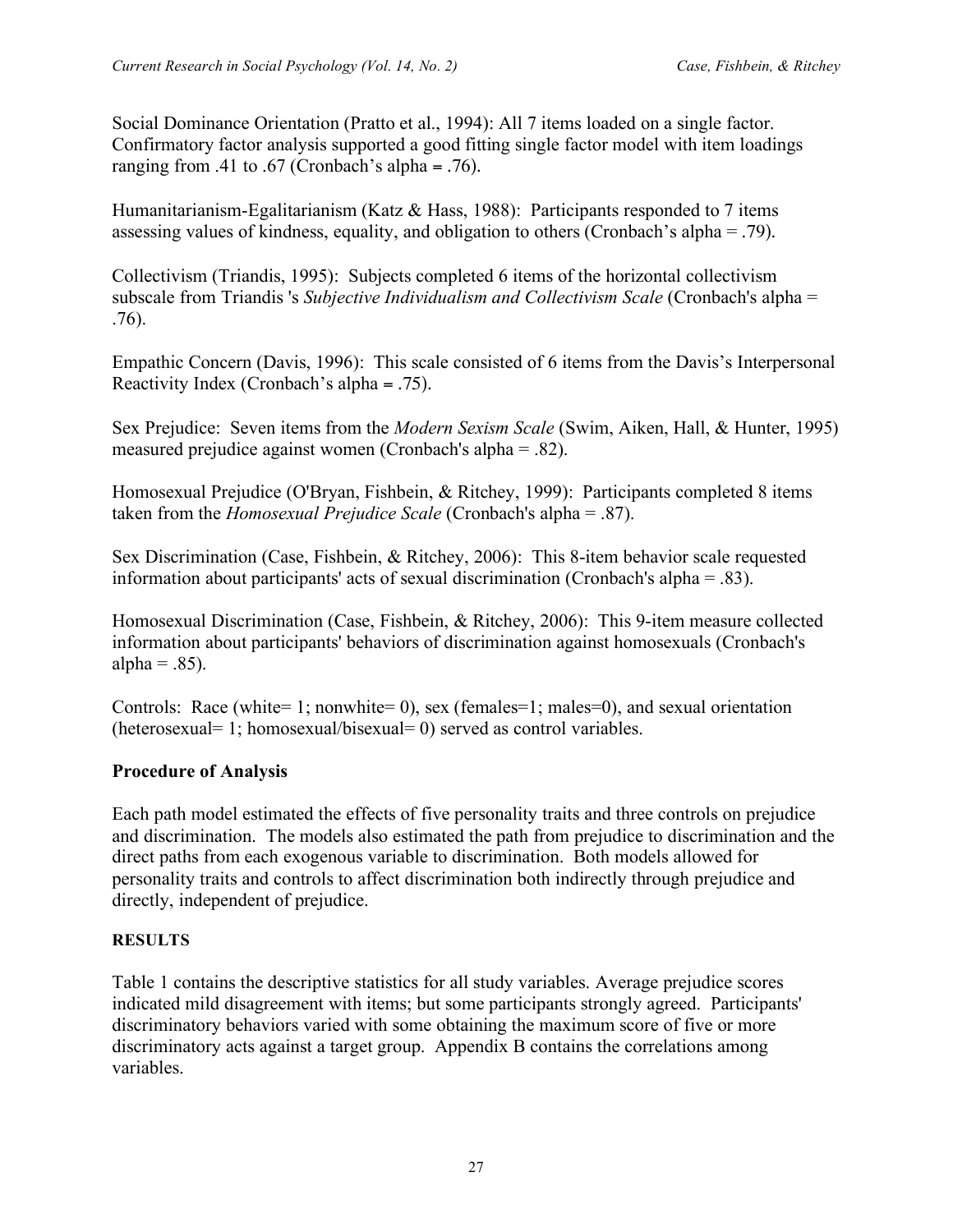Social Dominance Orientation (Pratto et al., 1994): All 7 items loaded on a single factor. Confirmatory factor analysis supported a good fitting single factor model with item loadings ranging from .41 to .67 (Cronbach's alpha = .76).

Humanitarianism-Egalitarianism (Katz & Hass, 1988): Participants responded to 7 items assessing values of kindness, equality, and obligation to others (Cronbach's alpha = .79).

Collectivism (Triandis, 1995): Subjects completed 6 items of the horizontal collectivism subscale from Triandis 's *Subjective Individualism and Collectivism Scale* (Cronbach's alpha = .76).

Empathic Concern (Davis, 1996): This scale consisted of 6 items from the Davis's Interpersonal Reactivity Index (Cronbach's alpha = .75).

Sex Prejudice: Seven items from the *Modern Sexism Scale* (Swim, Aiken, Hall, & Hunter, 1995) measured prejudice against women (Cronbach's alpha = .82).

Homosexual Prejudice (O'Bryan, Fishbein, & Ritchey, 1999): Participants completed 8 items taken from the *Homosexual Prejudice Scale* (Cronbach's alpha = .87).

Sex Discrimination (Case, Fishbein, & Ritchey, 2006): This 8-item behavior scale requested information about participants' acts of sexual discrimination (Cronbach's alpha = .83).

Homosexual Discrimination (Case, Fishbein, & Ritchey, 2006): This 9-item measure collected information about participants' behaviors of discrimination against homosexuals (Cronbach's alpha = .85).

Controls: Race (white= 1; nonwhite= 0), sex (females=1; males=0), and sexual orientation (heterosexual= 1; homosexual/bisexual= 0) served as control variables.

## Procedure of Analysis

Each path model estimated the effects of five personality traits and three controls on prejudice and discrimination. The models also estimated the path from prejudice to discrimination and the direct paths from each exogenous variable to discrimination. Both models allowed for personality traits and controls to affect discrimination both indirectly through prejudice and directly, independent of prejudice.

## RESULTS

Table 1 contains the descriptive statistics for all study variables. Average prejudice scores indicated mild disagreement with items; but some participants strongly agreed. Participants' discriminatory behaviors varied with some obtaining the maximum score of five or more discriminatory acts against a target group. Appendix B contains the correlations among variables.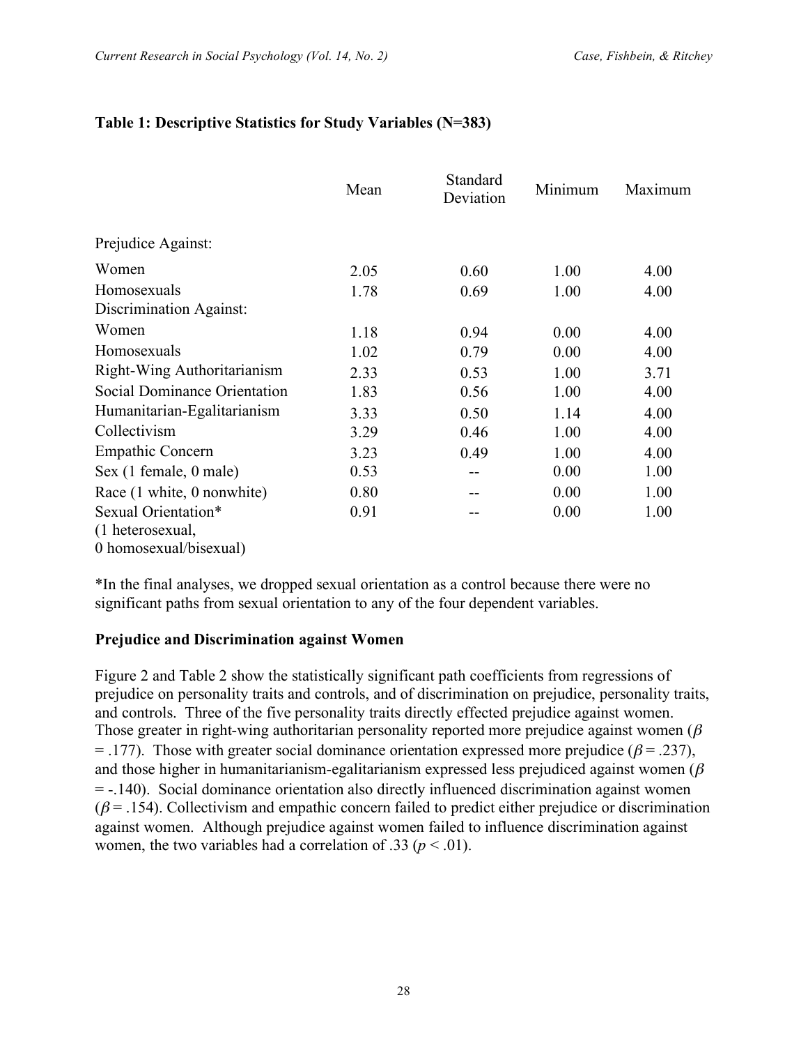**Table 1: Descriptive Statistics for Study Variables (N=383)**

| | Mean | Standard Deviation | Minimum | Maximum |
|---|---|---|---|---|
| Prejudice Against: | | | | |
| Women | 2.05 | 0.60 | 1.00 | 4.00 |
| Homosexuals | 1.78 | 0.69 | 1.00 | 4.00 |
| Discrimination Against: | | | | |
| Women | 1.18 | 0.94 | 0.00 | 4.00 |
| Homosexuals | 1.02 | 0.79 | 0.00 | 4.00 |
| Right-Wing Authoritarianism | 2.33 | 0.53 | 1.00 | 3.71 |
| Social Dominance Orientation | 1.83 | 0.56 | 1.00 | 4.00 |
| Humanitarian-Egalitarianism | 3.33 | 0.50 | 1.14 | 4.00 |
| Collectivism | 3.29 | 0.46 | 1.00 | 4.00 |
| Empathic Concern | 3.23 | 0.49 | 1.00 | 4.00 |
| Sex (1 female, 0 male) | 0.53 | -- | 0.00 | 1.00 |
| Race (1 white, 0 nonwhite) | 0.80 | -- | 0.00 | 1.00 |
| Sexual Orientation* (1 heterosexual, 0 homosexual/bisexual) | 0.91 | -- | 0.00 | 1.00 |

*In the final analyses, we dropped sexual orientation as a control because there were no significant paths from sexual orientation to any of the four dependent variables.

### Prejudice and Discrimination against Women

Figure 2 and Table 2 show the statistically significant path coefficients from regressions of prejudice on personality traits and controls, and of discrimination on prejudice, personality traits, and controls. Three of the five personality traits directly effected prejudice against women. Those greater in right-wing authoritarian personality reported more prejudice against women ($\beta$ = .177). Those with greater social dominance orientation expressed more prejudice ($\beta$ = .237), and those higher in humanitarianism-egalitarianism expressed less prejudiced against women ($\beta$ = -.140). Social dominance orientation also directly influenced discrimination against women ($\beta$ = .154). Collectivism and empathic concern failed to predict either prejudice or discrimination against women. Although prejudice against women failed to influence discrimination against women, the two variables had a correlation of .33 ($p < .01$).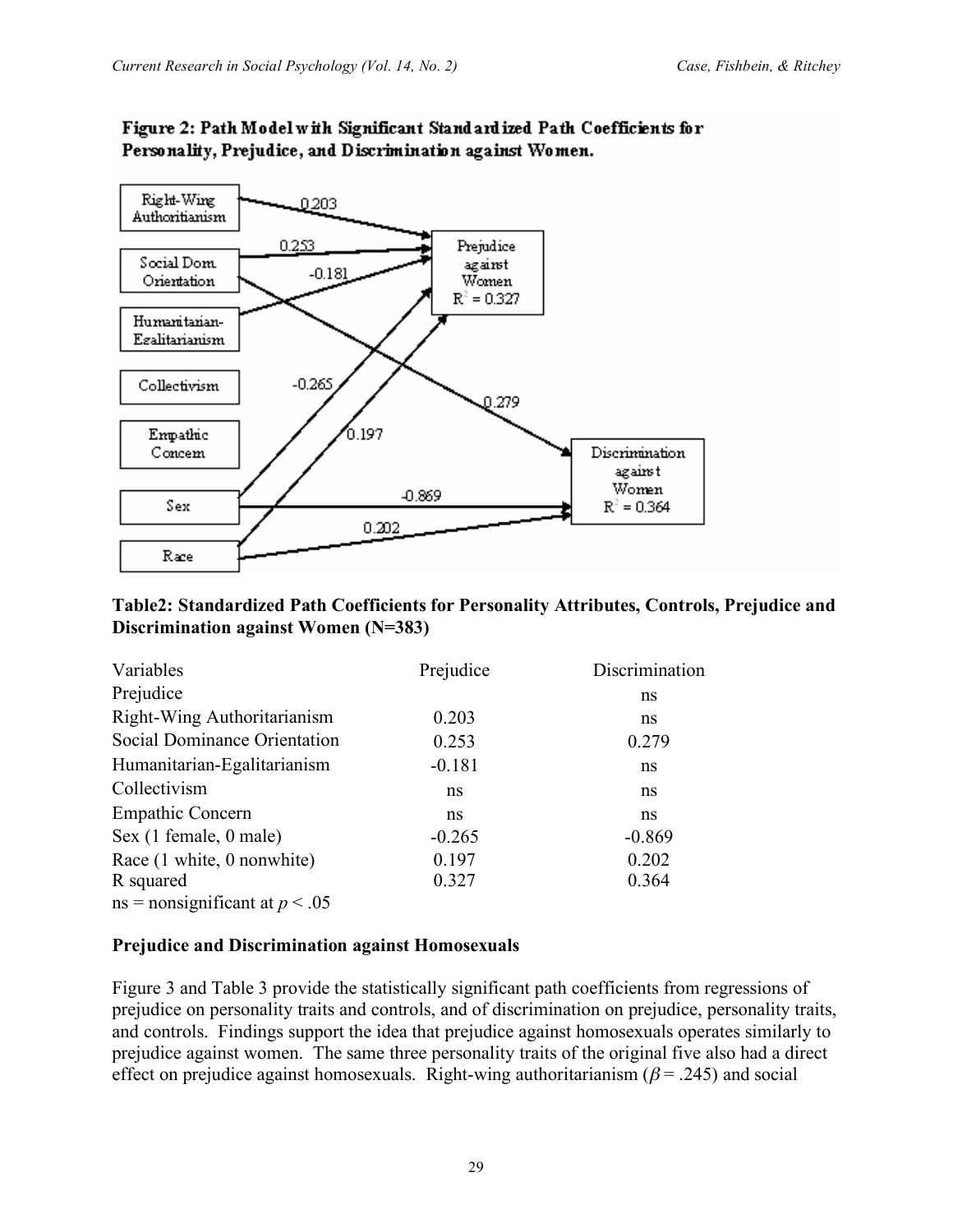**Figure 2: Path Model with Significant Standardized Path Coefficients for Personality, Prejudice, and Discrimination against Women.**

**Table2: Standardized Path Coefficients for Personality Attributes, Controls, Prejudice and Discrimination against Women (N=383)**

| Variables | Prejudice | Discrimination |
|---|---|---|
| Prejudice | | ns |
| Right-Wing Authoritarianism | 0.203 | ns |
| Social Dominance Orientation | 0.253 | 0.279 |
| Humanitarian-Egalitarianism | -0.181 | ns |
| Collectivism | ns | ns |
| Empathic Concern | ns | ns |
| Sex (1 female, 0 male) | -0.265 | -0.869 |
| Race (1 white, 0 nonwhite) | 0.197 | 0.202 |
| R squared | 0.327 | 0.364 |

ns = nonsignificant at $p < .05$

### Prejudice and Discrimination against Homosexuals

Figure 3 and Table 3 provide the statistically significant path coefficients from regressions of prejudice on personality traits and controls, and of discrimination on prejudice, personality traits, and controls. Findings support the idea that prejudice against homosexuals operates similarly to prejudice against women. The same three personality traits of the original five also had a direct effect on prejudice against homosexuals. Right-wing authoritarianism ($\beta = .245$) and social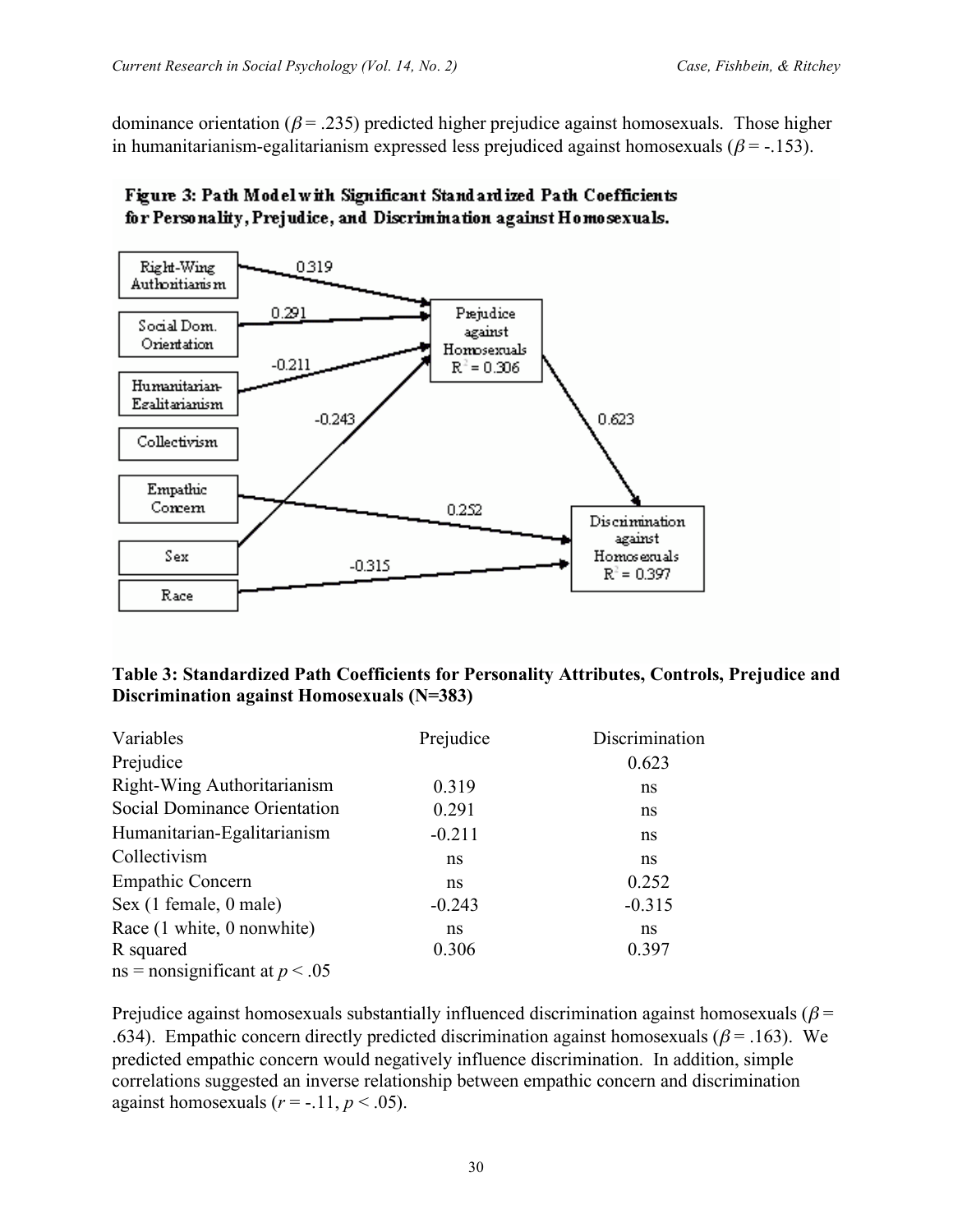dominance orientation ($\beta$ = .235) predicted higher prejudice against homosexuals. Those higher in humanitarianism-egalitarianism expressed less prejudiced against homosexuals ($\beta$ = -.153).

**Figure 3: Path Model with Significant Standardized Path Coefficients for Personality, Prejudice, and Discrimination against Homosexuals.**

**Table 3: Standardized Path Coefficients for Personality Attributes, Controls, Prejudice and Discrimination against Homosexuals (N=383)**

| Variables | Prejudice | Discrimination |
|---|---|---|
| Prejudice | | 0.623 |
| Right-Wing Authoritarianism | 0.319 | ns |
| Social Dominance Orientation | 0.291 | ns |
| Humanitarian-Egalitarianism | -0.211 | ns |
| Collectivism | ns | ns |
| Empathic Concern | ns | 0.252 |
| Sex (1 female, 0 male) | -0.243 | -0.315 |
| Race (1 white, 0 nonwhite) | ns | ns |
| R squared | 0.306 | 0.397 |

ns = nonsignificant at $p < .05$

Prejudice against homosexuals substantially influenced discrimination against homosexuals ($\beta$ = .634). Empathic concern directly predicted discrimination against homosexuals ($\beta$ = .163). We predicted empathic concern would negatively influence discrimination. In addition, simple correlations suggested an inverse relationship between empathic concern and discrimination against homosexuals ($r = -.11$, $p < .05$).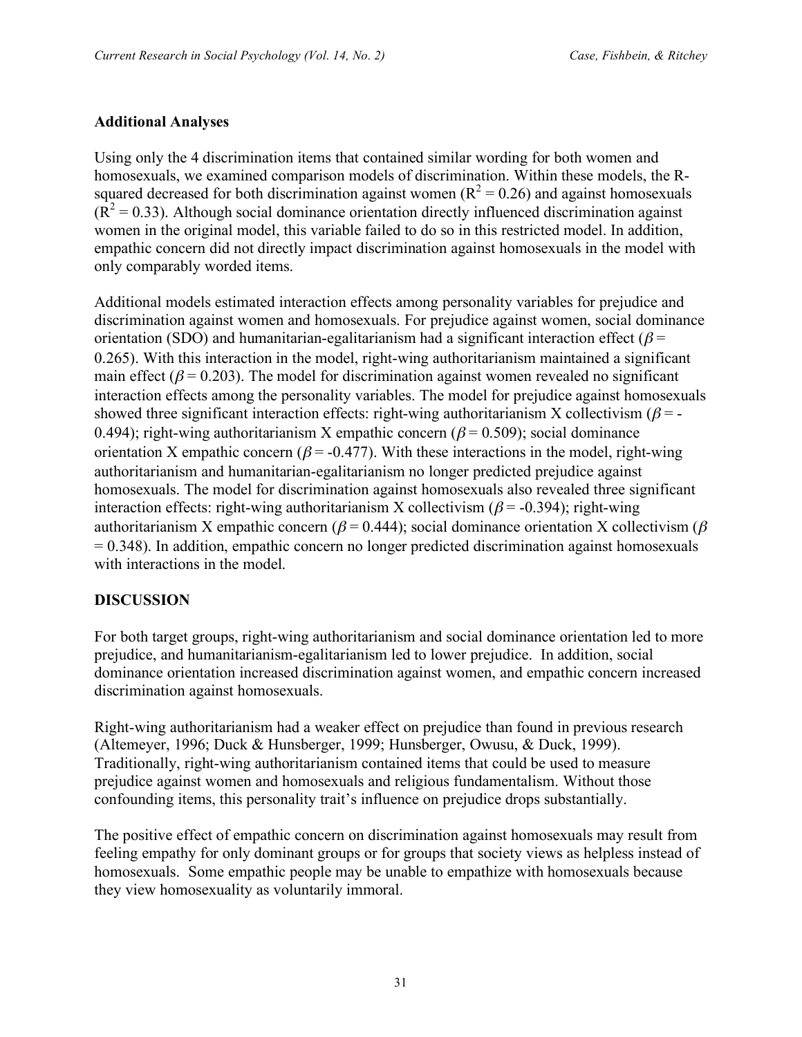### Additional Analyses

Using only the 4 discrimination items that contained similar wording for both women and homosexuals, we examined comparison models of discrimination. Within these models, the R-squared decreased for both discrimination against women ($R^2 = 0.26$) and against homosexuals ($R^2 = 0.33$). Although social dominance orientation directly influenced discrimination against women in the original model, this variable failed to do so in this restricted model. In addition, empathic concern did not directly impact discrimination against homosexuals in the model with only comparably worded items.

Additional models estimated interaction effects among personality variables for prejudice and discrimination against women and homosexuals. For prejudice against women, social dominance orientation (SDO) and humanitarian-egalitarianism had a significant interaction effect ($\beta = 0.265$). With this interaction in the model, right-wing authoritarianism maintained a significant main effect ($\beta = 0.203$). The model for discrimination against women revealed no significant interaction effects among the personality variables. The model for prejudice against homosexuals showed three significant interaction effects: right-wing authoritarianism X collectivism ($\beta = -0.494$); right-wing authoritarianism X empathic concern ($\beta = 0.509$); social dominance orientation X empathic concern ($\beta = -0.477$). With these interactions in the model, right-wing authoritarianism and humanitarian-egalitarianism no longer predicted prejudice against homosexuals. The model for discrimination against homosexuals also revealed three significant interaction effects: right-wing authoritarianism X collectivism ($\beta = -0.394$); right-wing authoritarianism X empathic concern ($\beta = 0.444$); social dominance orientation X collectivism ($\beta = 0.348$). In addition, empathic concern no longer predicted discrimination against homosexuals with interactions in the model.

## DISCUSSION

For both target groups, right-wing authoritarianism and social dominance orientation led to more prejudice, and humanitarianism-egalitarianism led to lower prejudice. In addition, social dominance orientation increased discrimination against women, and empathic concern increased discrimination against homosexuals.

Right-wing authoritarianism had a weaker effect on prejudice than found in previous research (Altemeyer, 1996; Duck & Hunsberger, 1999; Hunsberger, Owusu, & Duck, 1999). Traditionally, right-wing authoritarianism contained items that could be used to measure prejudice against women and homosexuals and religious fundamentalism. Without those confounding items, this personality trait's influence on prejudice drops substantially.

The positive effect of empathic concern on discrimination against homosexuals may result from feeling empathy for only dominant groups or for groups that society views as helpless instead of homosexuals. Some empathic people may be unable to empathize with homosexuals because they view homosexuality as voluntarily immoral.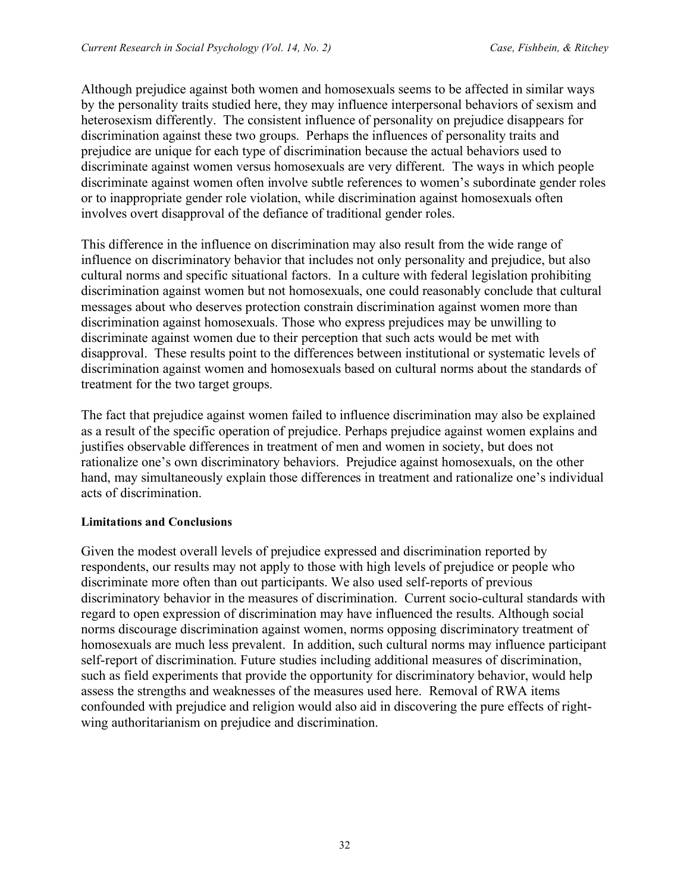Although prejudice against both women and homosexuals seems to be affected in similar ways by the personality traits studied here, they may influence interpersonal behaviors of sexism and heterosexism differently. The consistent influence of personality on prejudice disappears for discrimination against these two groups. Perhaps the influences of personality traits and prejudice are unique for each type of discrimination because the actual behaviors used to discriminate against women versus homosexuals are very different. The ways in which people discriminate against women often involve subtle references to women's subordinate gender roles or to inappropriate gender role violation, while discrimination against homosexuals often involves overt disapproval of the defiance of traditional gender roles.

This difference in the influence on discrimination may also result from the wide range of influence on discriminatory behavior that includes not only personality and prejudice, but also cultural norms and specific situational factors. In a culture with federal legislation prohibiting discrimination against women but not homosexuals, one could reasonably conclude that cultural messages about who deserves protection constrain discrimination against women more than discrimination against homosexuals. Those who express prejudices may be unwilling to discriminate against women due to their perception that such acts would be met with disapproval. These results point to the differences between institutional or systematic levels of discrimination against women and homosexuals based on cultural norms about the standards of treatment for the two target groups.

The fact that prejudice against women failed to influence discrimination may also be explained as a result of the specific operation of prejudice. Perhaps prejudice against women explains and justifies observable differences in treatment of men and women in society, but does not rationalize one's own discriminatory behaviors. Prejudice against homosexuals, on the other hand, may simultaneously explain those differences in treatment and rationalize one's individual acts of discrimination.

**Limitations and Conclusions**

Given the modest overall levels of prejudice expressed and discrimination reported by respondents, our results may not apply to those with high levels of prejudice or people who discriminate more often than out participants. We also used self-reports of previous discriminatory behavior in the measures of discrimination. Current socio-cultural standards with regard to open expression of discrimination may have influenced the results. Although social norms discourage discrimination against women, norms opposing discriminatory treatment of homosexuals are much less prevalent. In addition, such cultural norms may influence participant self-report of discrimination. Future studies including additional measures of discrimination, such as field experiments that provide the opportunity for discriminatory behavior, would help assess the strengths and weaknesses of the measures used here. Removal of RWA items confounded with prejudice and religion would also aid in discovering the pure effects of right-wing authoritarianism on prejudice and discrimination.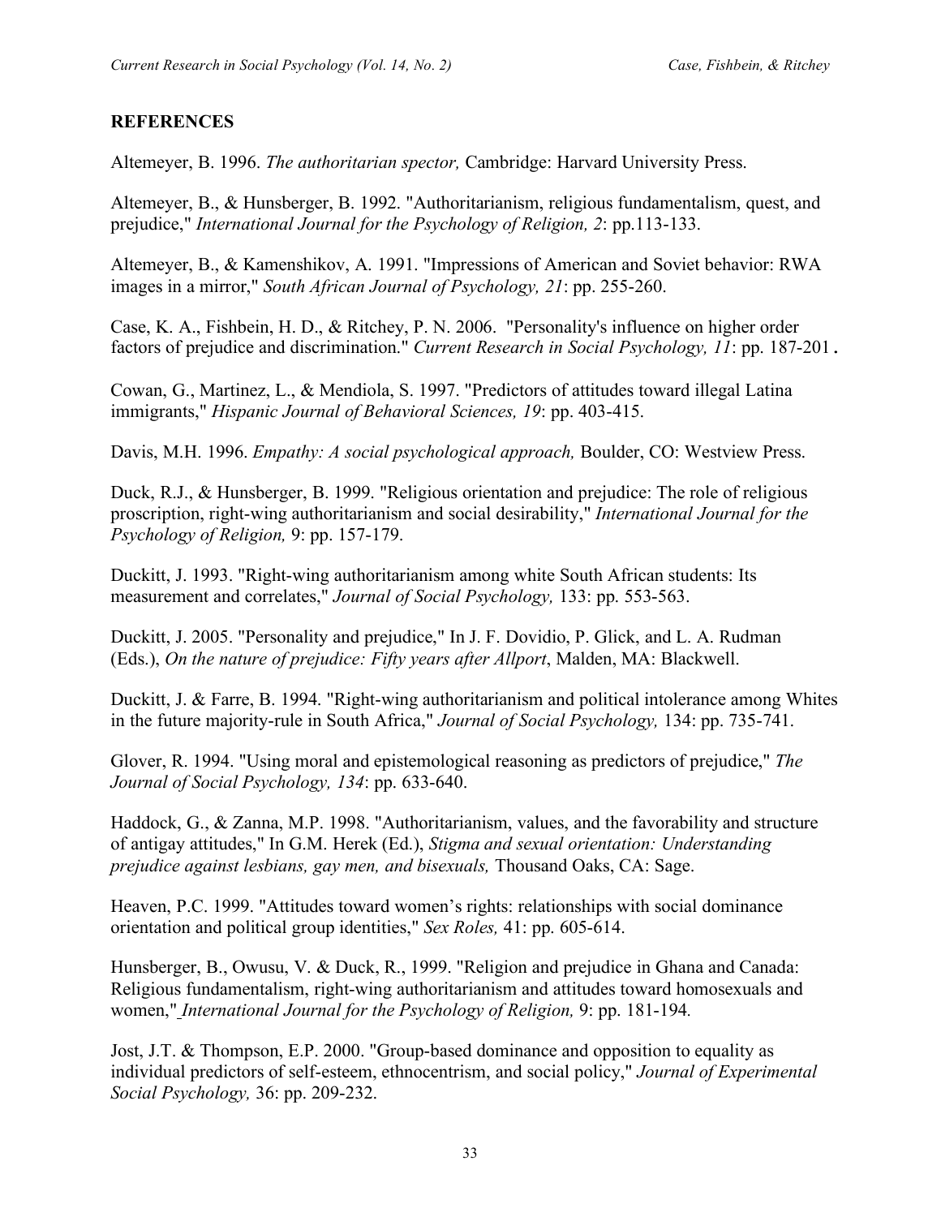## REFERENCES

Altemeyer, B. 1996. *The authoritarian spector,* Cambridge: Harvard University Press.

Altemeyer, B., & Hunsberger, B. 1992. "Authoritarianism, religious fundamentalism, quest, and prejudice," *International Journal for the Psychology of Religion, 2*: pp.113-133.

Altemeyer, B., & Kamenshikov, A. 1991. "Impressions of American and Soviet behavior: RWA images in a mirror," *South African Journal of Psychology, 21*: pp. 255-260.

Case, K. A., Fishbein, H. D., & Ritchey, P. N. 2006. "Personality's influence on higher order factors of prejudice and discrimination." *Current Research in Social Psychology, 11*: pp. 187-201.

Cowan, G., Martinez, L., & Mendiola, S. 1997. "Predictors of attitudes toward illegal Latina immigrants," *Hispanic Journal of Behavioral Sciences, 19*: pp. 403-415.

Davis, M.H. 1996. *Empathy: A social psychological approach,* Boulder, CO: Westview Press.

Duck, R.J., & Hunsberger, B. 1999. "Religious orientation and prejudice: The role of religious proscription, right-wing authoritarianism and social desirability," *International Journal for the Psychology of Religion,* 9: pp. 157-179.

Duckitt, J. 1993. "Right-wing authoritarianism among white South African students: Its measurement and correlates," *Journal of Social Psychology,* 133: pp. 553-563.

Duckitt, J. 2005. "Personality and prejudice," In J. F. Dovidio, P. Glick, and L. A. Rudman (Eds.), *On the nature of prejudice: Fifty years after Allport*, Malden, MA: Blackwell.

Duckitt, J. & Farre, B. 1994. "Right-wing authoritarianism and political intolerance among Whites in the future majority-rule in South Africa," *Journal of Social Psychology,* 134: pp. 735-741.

Glover, R. 1994. "Using moral and epistemological reasoning as predictors of prejudice," *The Journal of Social Psychology, 134*: pp. 633-640.

Haddock, G., & Zanna, M.P. 1998. "Authoritarianism, values, and the favorability and structure of antigay attitudes," In G.M. Herek (Ed.), *Stigma and sexual orientation: Understanding prejudice against lesbians, gay men, and bisexuals,* Thousand Oaks, CA: Sage.

Heaven, P.C. 1999. "Attitudes toward women's rights: relationships with social dominance orientation and political group identities," *Sex Roles,* 41: pp. 605-614.

Hunsberger, B., Owusu, V. & Duck, R., 1999. "Religion and prejudice in Ghana and Canada: Religious fundamentalism, right-wing authoritarianism and attitudes toward homosexuals and women," *International Journal for the Psychology of Religion,* 9: pp. 181-194.

Jost, J.T. & Thompson, E.P. 2000. "Group-based dominance and opposition to equality as individual predictors of self-esteem, ethnocentrism, and social policy," *Journal of Experimental Social Psychology,* 36: pp. 209-232.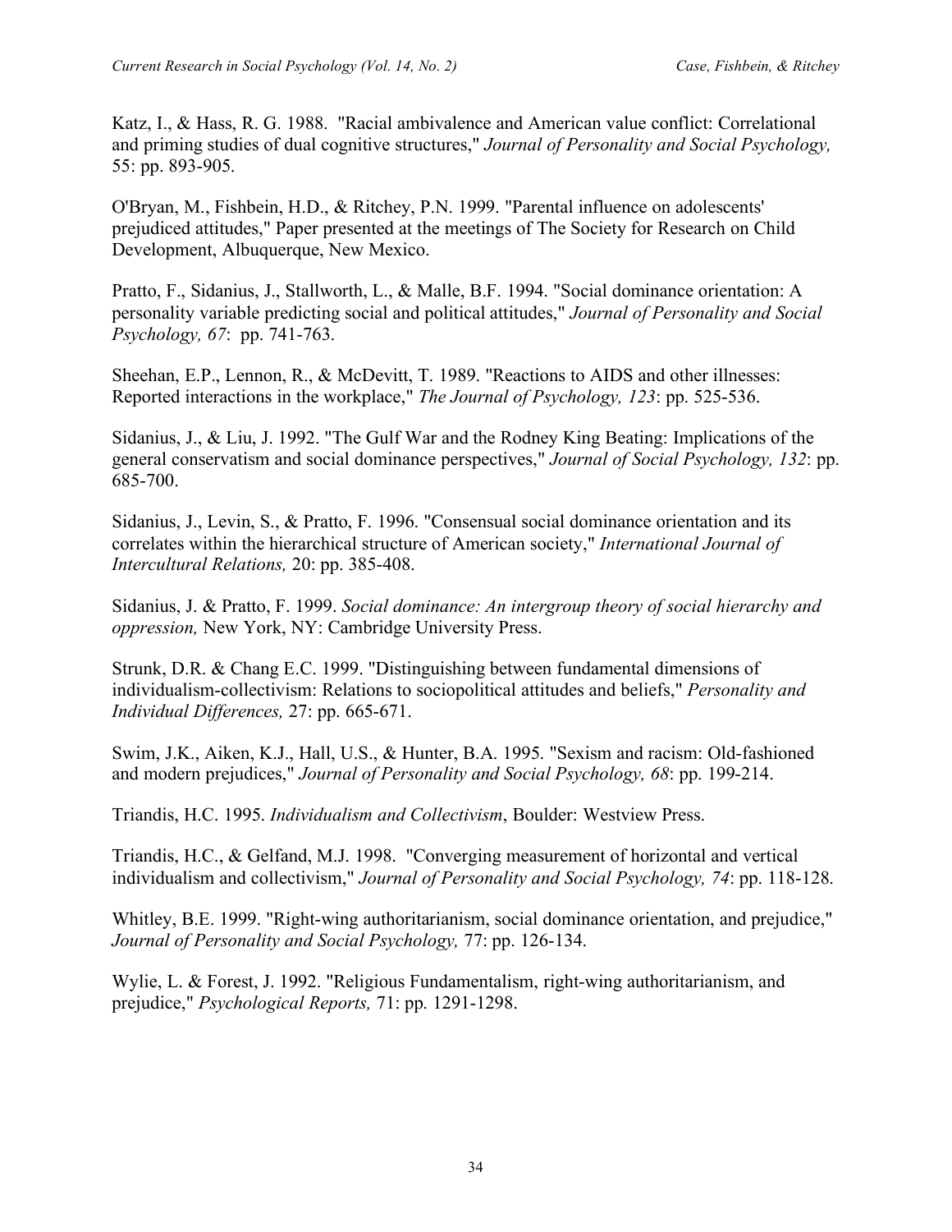Katz, I., & Hass, R. G. 1988. "Racial ambivalence and American value conflict: Correlational and priming studies of dual cognitive structures," *Journal of Personality and Social Psychology,* 55: pp. 893-905.

O'Bryan, M., Fishbein, H.D., & Ritchey, P.N. 1999. "Parental influence on adolescents' prejudiced attitudes," Paper presented at the meetings of The Society for Research on Child Development, Albuquerque, New Mexico.

Pratto, F., Sidanius, J., Stallworth, L., & Malle, B.F. 1994. "Social dominance orientation: A personality variable predicting social and political attitudes," *Journal of Personality and Social Psychology, 67*: pp. 741-763.

Sheehan, E.P., Lennon, R., & McDevitt, T. 1989. "Reactions to AIDS and other illnesses: Reported interactions in the workplace," *The Journal of Psychology, 123*: pp. 525-536.

Sidanius, J., & Liu, J. 1992. "The Gulf War and the Rodney King Beating: Implications of the general conservatism and social dominance perspectives," *Journal of Social Psychology, 132*: pp. 685-700.

Sidanius, J., Levin, S., & Pratto, F. 1996. "Consensual social dominance orientation and its correlates within the hierarchical structure of American society," *International Journal of Intercultural Relations,* 20: pp. 385-408.

Sidanius, J. & Pratto, F. 1999. *Social dominance: An intergroup theory of social hierarchy and oppression,* New York, NY: Cambridge University Press.

Strunk, D.R. & Chang E.C. 1999. "Distinguishing between fundamental dimensions of individualism-collectivism: Relations to sociopolitical attitudes and beliefs," *Personality and Individual Differences,* 27: pp. 665-671.

Swim, J.K., Aiken, K.J., Hall, U.S., & Hunter, B.A. 1995. "Sexism and racism: Old-fashioned and modern prejudices," *Journal of Personality and Social Psychology, 68*: pp. 199-214.

Triandis, H.C. 1995. *Individualism and Collectivism*, Boulder: Westview Press.

Triandis, H.C., & Gelfand, M.J. 1998. "Converging measurement of horizontal and vertical individualism and collectivism," *Journal of Personality and Social Psychology, 74*: pp. 118-128.

Whitley, B.E. 1999. "Right-wing authoritarianism, social dominance orientation, and prejudice," *Journal of Personality and Social Psychology,* 77: pp. 126-134.

Wylie, L. & Forest, J. 1992. "Religious Fundamentalism, right-wing authoritarianism, and prejudice," *Psychological Reports,* 71: pp. 1291-1298.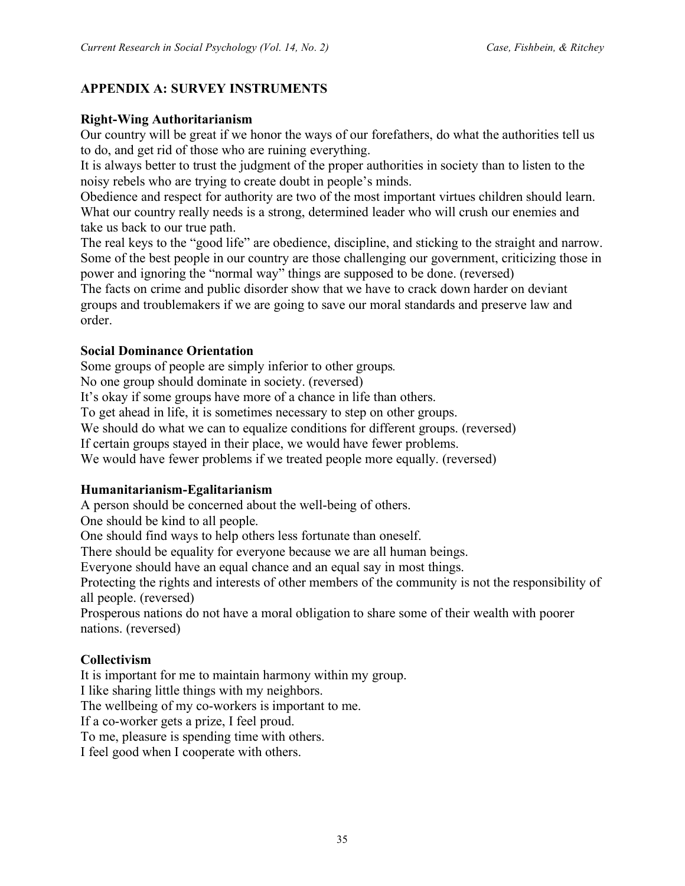## APPENDIX A: SURVEY INSTRUMENTS

### Right-Wing Authoritarianism

Our country will be great if we honor the ways of our forefathers, do what the authorities tell us to do, and get rid of those who are ruining everything.

It is always better to trust the judgment of the proper authorities in society than to listen to the noisy rebels who are trying to create doubt in people's minds.

Obedience and respect for authority are two of the most important virtues children should learn.

What our country really needs is a strong, determined leader who will crush our enemies and take us back to our true path.

The real keys to the "good life" are obedience, discipline, and sticking to the straight and narrow.

Some of the best people in our country are those challenging our government, criticizing those in power and ignoring the "normal way" things are supposed to be done. (reversed)

The facts on crime and public disorder show that we have to crack down harder on deviant groups and troublemakers if we are going to save our moral standards and preserve law and order.

### Social Dominance Orientation

Some groups of people are simply inferior to other groups.

No one group should dominate in society. (reversed)

It's okay if some groups have more of a chance in life than others.

To get ahead in life, it is sometimes necessary to step on other groups.

We should do what we can to equalize conditions for different groups. (reversed)

If certain groups stayed in their place, we would have fewer problems.

We would have fewer problems if we treated people more equally. (reversed)

### Humanitarianism-Egalitarianism

A person should be concerned about the well-being of others.

One should be kind to all people.

One should find ways to help others less fortunate than oneself.

There should be equality for everyone because we are all human beings.

Everyone should have an equal chance and an equal say in most things.

Protecting the rights and interests of other members of the community is not the responsibility of all people. (reversed)

Prosperous nations do not have a moral obligation to share some of their wealth with poorer nations. (reversed)

### Collectivism

It is important for me to maintain harmony within my group.

I like sharing little things with my neighbors.

The wellbeing of my co-workers is important to me.

If a co-worker gets a prize, I feel proud.

To me, pleasure is spending time with others.

I feel good when I cooperate with others.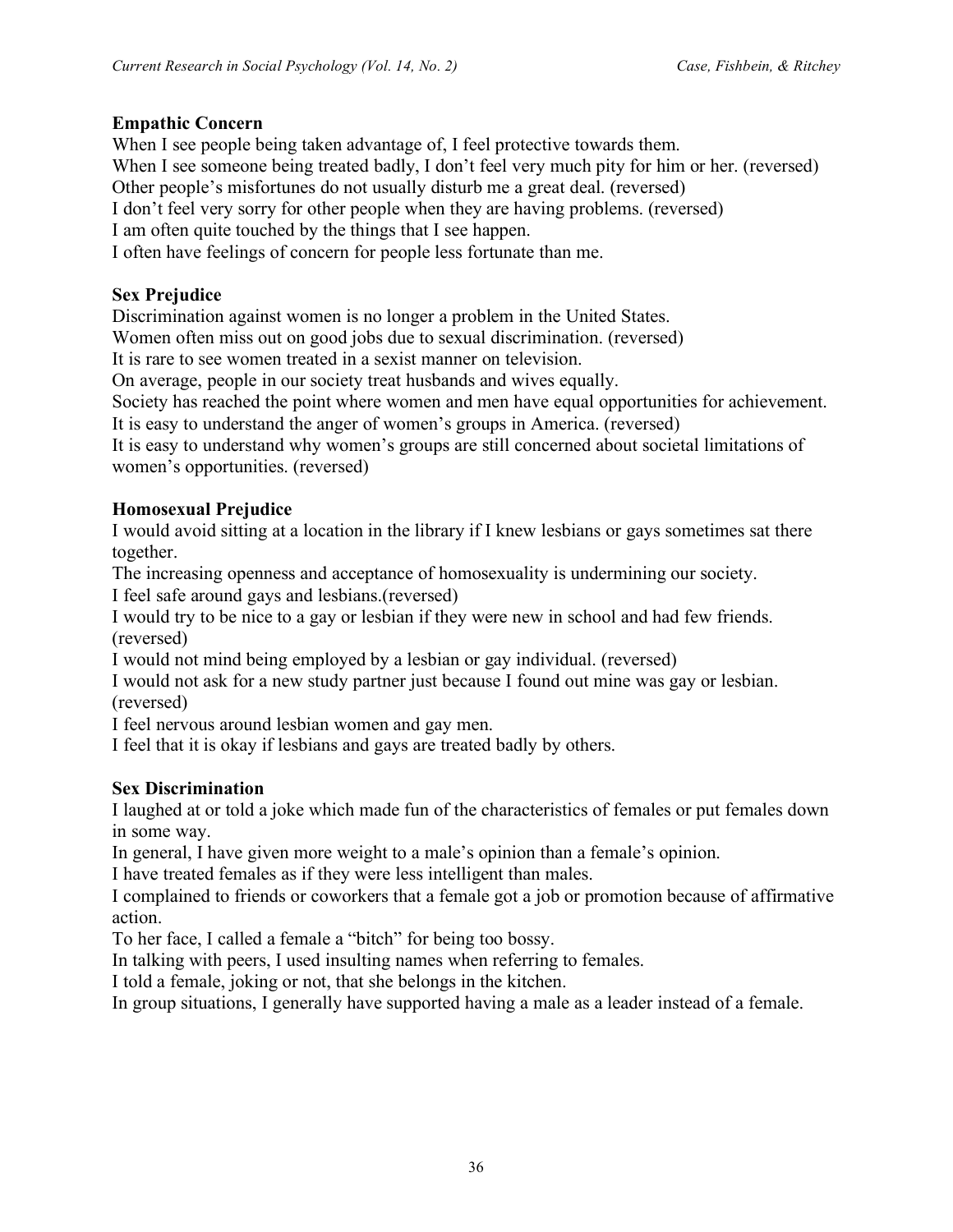**Empathic Concern**

When I see people being taken advantage of, I feel protective towards them.
When I see someone being treated badly, I don't feel very much pity for him or her. (reversed)
Other people's misfortunes do not usually disturb me a great deal. (reversed)
I don't feel very sorry for other people when they are having problems. (reversed)
I am often quite touched by the things that I see happen.
I often have feelings of concern for people less fortunate than me.

**Sex Prejudice**

Discrimination against women is no longer a problem in the United States.
Women often miss out on good jobs due to sexual discrimination. (reversed)
It is rare to see women treated in a sexist manner on television.
On average, people in our society treat husbands and wives equally.
Society has reached the point where women and men have equal opportunities for achievement.
It is easy to understand the anger of women's groups in America. (reversed)
It is easy to understand why women's groups are still concerned about societal limitations of women's opportunities. (reversed)

**Homosexual Prejudice**

I would avoid sitting at a location in the library if I knew lesbians or gays sometimes sat there together.
The increasing openness and acceptance of homosexuality is undermining our society.
I feel safe around gays and lesbians.(reversed)
I would try to be nice to a gay or lesbian if they were new in school and had few friends. (reversed)
I would not mind being employed by a lesbian or gay individual. (reversed)
I would not ask for a new study partner just because I found out mine was gay or lesbian. (reversed)
I feel nervous around lesbian women and gay men.
I feel that it is okay if lesbians and gays are treated badly by others.

**Sex Discrimination**

I laughed at or told a joke which made fun of the characteristics of females or put females down in some way.
In general, I have given more weight to a male's opinion than a female's opinion.
I have treated females as if they were less intelligent than males.
I complained to friends or coworkers that a female got a job or promotion because of affirmative action.
To her face, I called a female a "bitch" for being too bossy.
In talking with peers, I used insulting names when referring to females.
I told a female, joking or not, that she belongs in the kitchen.
In group situations, I generally have supported having a male as a leader instead of a female.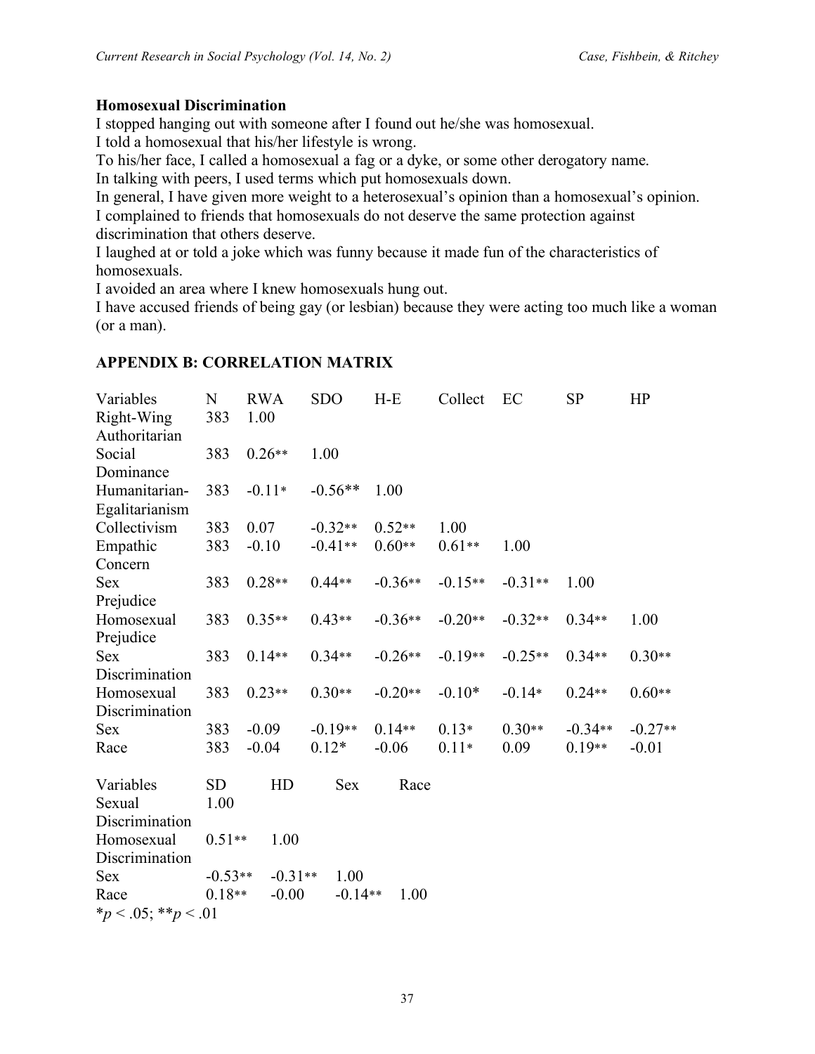**Homosexual Discrimination**

I stopped hanging out with someone after I found out he/she was homosexual.
I told a homosexual that his/her lifestyle is wrong.
To his/her face, I called a homosexual a fag or a dyke, or some other derogatory name.
In talking with peers, I used terms which put homosexuals down.
In general, I have given more weight to a heterosexual's opinion than a homosexual's opinion.
I complained to friends that homosexuals do not deserve the same protection against discrimination that others deserve.
I laughed at or told a joke which was funny because it made fun of the characteristics of homosexuals.
I avoided an area where I knew homosexuals hung out.
I have accused friends of being gay (or lesbian) because they were acting too much like a woman (or a man).

## APPENDIX B: CORRELATION MATRIX

| Variables | N | RWA | SDO | H-E | Collect | EC | SP | HP |
|---|---|---|---|---|---|---|---|---|
| Right-Wing Authoritarian | 383 | 1.00 | | | | | | |
| Social Dominance | 383 | 0.26** | 1.00 | | | | | |
| Humanitarian-Egalitarianism | 383 | -0.11* | -0.56** | 1.00 | | | | |
| Collectivism | 383 | 0.07 | -0.32** | 0.52** | 1.00 | | | |
| Empathic Concern | 383 | -0.10 | -0.41** | 0.60** | 0.61** | 1.00 | | |
| Sex Prejudice | 383 | 0.28** | 0.44** | -0.36** | -0.15** | -0.31** | 1.00 | |
| Homosexual Prejudice | 383 | 0.35** | 0.43** | -0.36** | -0.20** | -0.32** | 0.34** | 1.00 |
| Sex Discrimination | 383 | 0.14** | 0.34** | -0.26** | -0.19** | -0.25** | 0.34** | 0.30** |
| Homosexual Discrimination | 383 | 0.23** | 0.30** | -0.20** | -0.10* | -0.14* | 0.24** | 0.60** |
| Sex | 383 | -0.09 | -0.19** | 0.14** | 0.13* | 0.30** | -0.34** | -0.27** |
| Race | 383 | -0.04 | 0.12* | -0.06 | 0.11* | 0.09 | 0.19** | -0.01 |

| Variables | SD | HD | Sex | Race |
|---|---|---|---|---|
| Sexual Discrimination | 1.00 | | | |
| Homosexual Discrimination | 0.51** | 1.00 | | |
| Sex | -0.53** | -0.31** | 1.00 | |
| Race | 0.18** | -0.00 | -0.14** | 1.00 |

*$p < .05$; **$p < .01$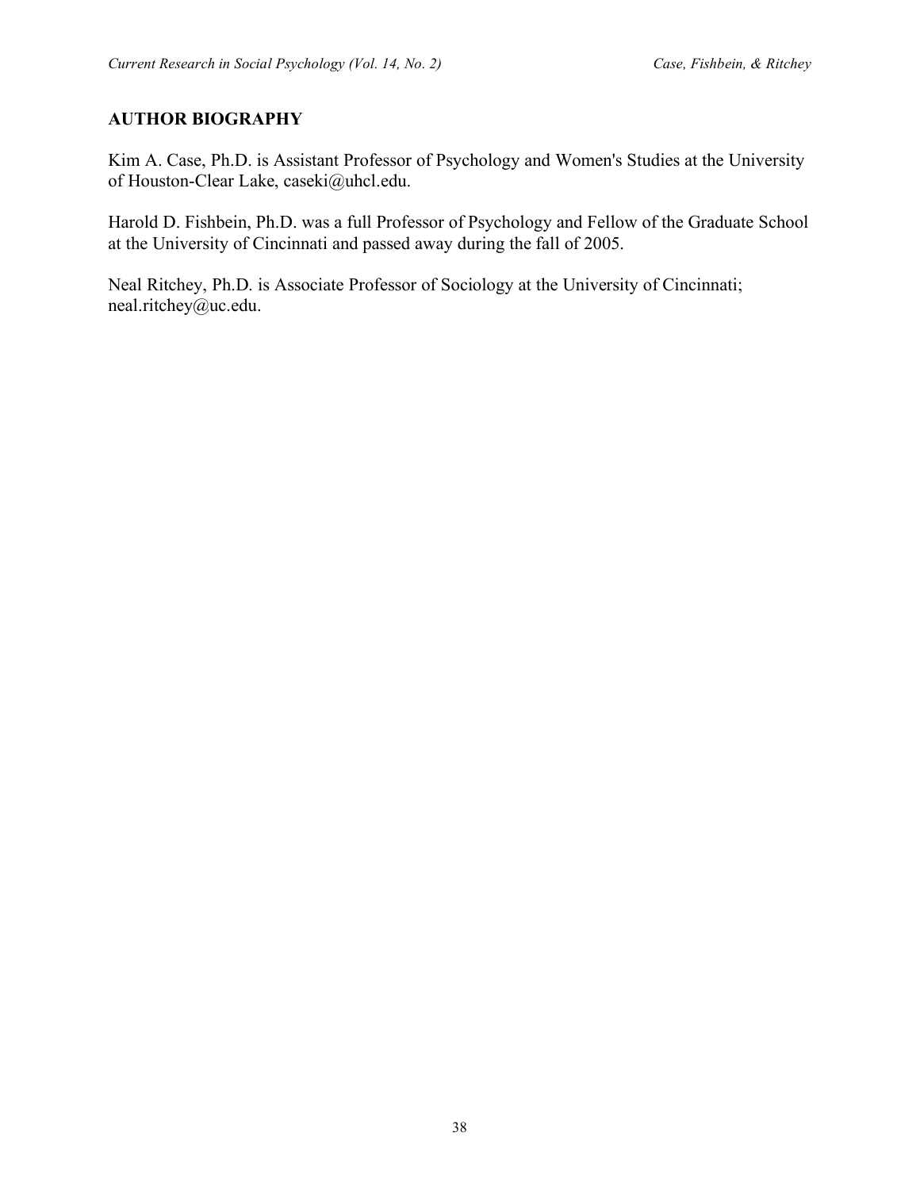## AUTHOR BIOGRAPHY

Kim A. Case, Ph.D. is Assistant Professor of Psychology and Women's Studies at the University of Houston-Clear Lake, caseki@uhcl.edu.

Harold D. Fishbein, Ph.D. was a full Professor of Psychology and Fellow of the Graduate School at the University of Cincinnati and passed away during the fall of 2005.

Neal Ritchey, Ph.D. is Associate Professor of Sociology at the University of Cincinnati; neal.ritchey@uc.edu.